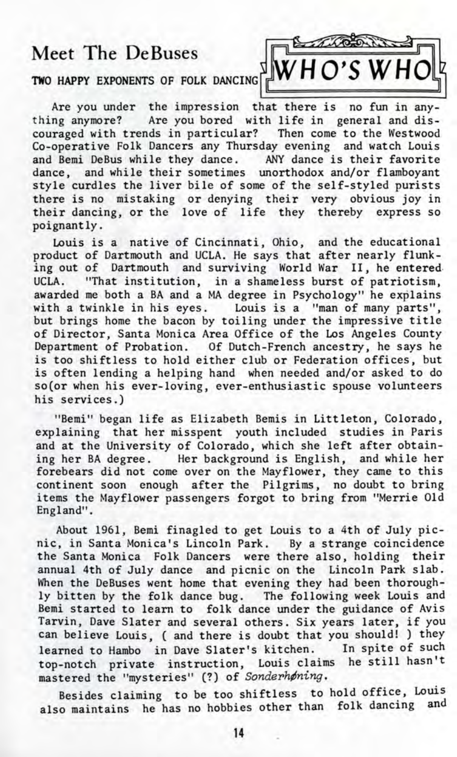# Meet The DeBuses

**TWO HAPPY EXPONENTS OF FOLK DANCING**

**WHO'S WHO**

Are you under the impression that there is no fun in anything anymore? Are you bored with life in general and discouraged with trends in particular? Then come to the Westwood Co-operative Folk Dancers any Thursday evening and watch Louis and Bemi DeBus while they dance. ANY dance is their favorite dance, and while their sometimes unorthodox and/or flamboyant style curdles the liver bile of some of the self-styled purists there is no mistaking or denying their very obvious joy in their dancing, or the love of life they thereby express so poignantly.

Louis is a native of Cincinnati, Ohio, and the educational product of Dartmouth and UCLA. He says that after nearly flunking out of Dartmouth and surviving World War II, he entered UCLA. "That institution, in a shameless burst of patriotism, awarded me both a BA and a MA degree in Psychology" he explains with a twinkle in his eyes. Louis is a "man of many parts", but brings home the bacon by toiling under the impressive title of Director, Santa Monica Area Office of the Los Angeles County Department of Probation. Of Dutch-French ancestry, he says he is too shiftless to hold either club or Federation offices, but is often lending a helping hand when needed and/or asked to do so(or when his ever-loving, ever-enthusiastic spouse volunteers his services.)

"Bemi" began life as Elizabeth Bemis in Littleton, Colorado, explaining that her misspent youth included studies in Paris and at the University of Colorado, which she left after obtaining her BA degree. Her background is English, and while her forebears did not come over on the Mayflower, they came to this continent soon enough after the Pilgrims, no doubt to bring items the Mayflower passengers forgot to bring from "Merrie Old England".

About 1961, Bemi finagled to get Louis to a 4th of July picnic, in Santa Monica's Lincoln Park. By a strange coincidence the Santa Monica Folk Dancers were there also, holding their annual 4th of July dance and picnic on the Lincoln Park slab. When the DeBuses went home that evening they had been thoroughly bitten by the folk dance bug. The following week Louis and Bemi started to learn to folk dance under the guidance of Avis Tarvin, Dave Slater and several others. Six years later, if you can believe Louis, ( and there is doubt that you should! ) they learned to Hambo in Dave Slater's kitchen. In spite of such top-notch private instruction, Louis claims he still hasn't mastered the "mysteries" (?) of *Sonderhøning*.

Besides claiming to be too shiftless to hold office, Louis also maintains he has no hobbies other than folk dancing and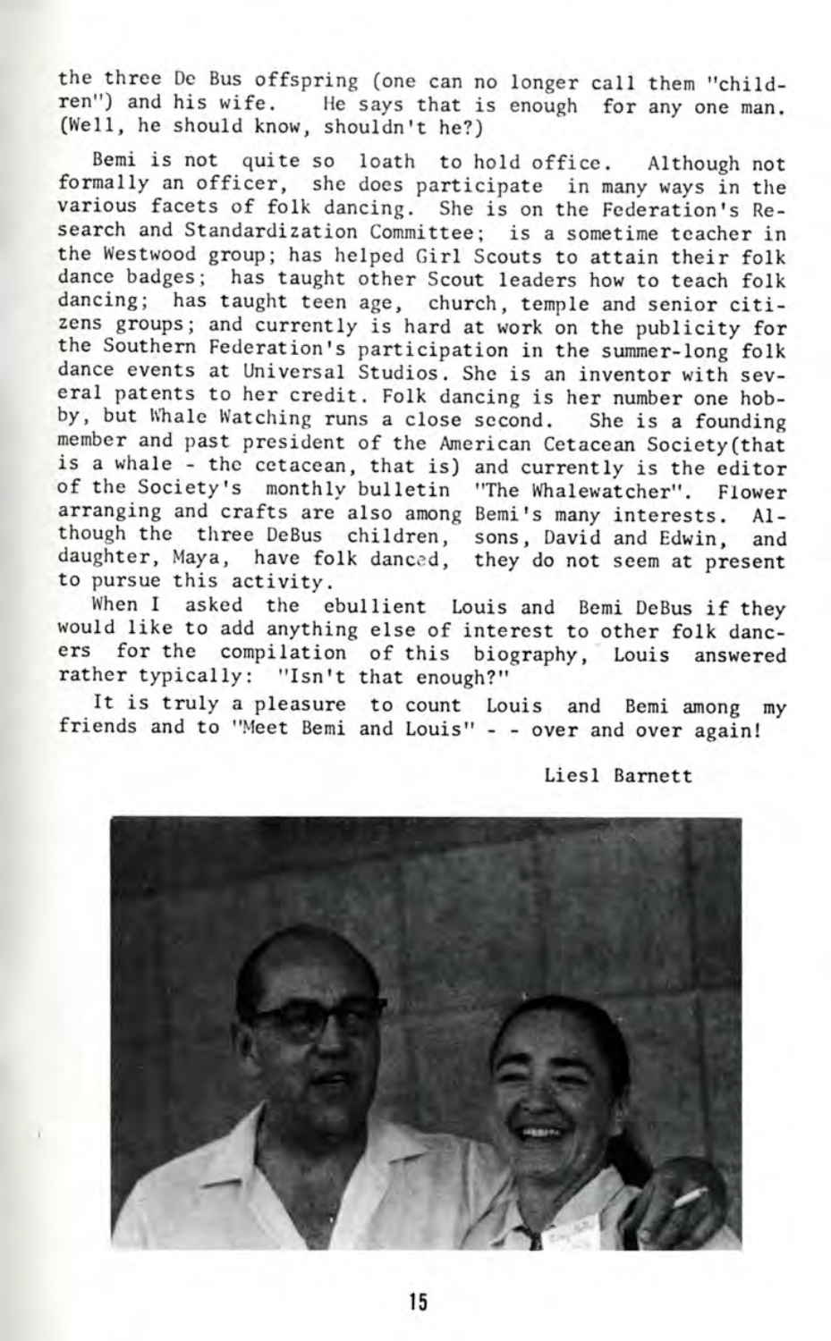the three De Bus offspring (one can no longer call them "children") and his wife. He says that is enough for any one man. (Well, he should know, shouldn't he?)

Bemi is not quite so loath to hold office. Although not formally an officer, she does participate in many ways in the various facets of folk dancing. She is on the Federation's Research and Standardization Committee; is a sometime teacher in the Westwood group; has helped Girl Scouts to attain their folk dance badges; has taught other Scout leaders how to teach folk dancing; has taught teen age, church, temple and senior citizens groups; and currently is hard at work on the publicity for the Southern Federation's participation in the summer-long folk dance events at Universal Studios. She is an inventor with several patents to her credit. Folk dancing is her number one hobby, but Whale Watching runs a close second. She is a founding member and past president of the American Cetacean Society(that is a whale - the cetacean, that is) and currently is the editor of the Society's monthly bulletin "The Whalewatcher". Flower arranging and crafts are also among Bemi's many interests. Although the three DeBus children, sons, David and Edwin, and daughter, Maya, have folk danced, they do not seem at present to pursue this activity.

When I asked the ebullient Louis and Bemi DeBus if they would like to add anything else of interest to other folk dancers for the compilation of this biography, Louis answered rather typically: "Isn't that enough?"

It is truly a pleasure to count Louis and Bemi among my friends and to "Meet Bemi and Louis" - - over and over again!

Liesl Barnett